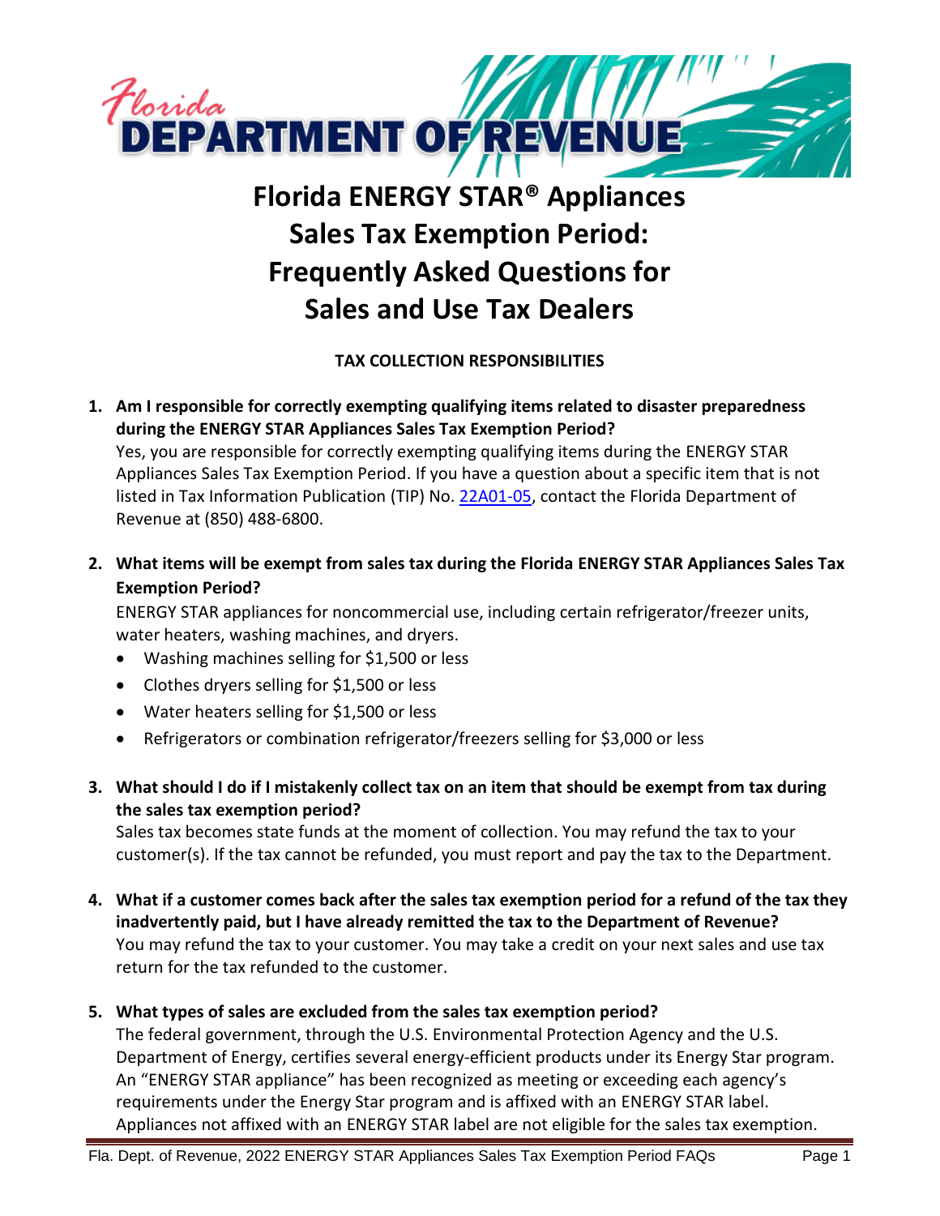Florida DEPARTMENT OF REVENUE

# Florida ENERGY STAR® Appliances Sales Tax Exemption Period: Frequently Asked Questions for Sales and Use Tax Dealers

## TAX COLLECTION RESPONSIBILITIES

1. **Am I responsible for correctly exempting qualifying items related to disaster preparedness during the ENERGY STAR Appliances Sales Tax Exemption Period?**
   Yes, you are responsible for correctly exempting qualifying items during the ENERGY STAR Appliances Sales Tax Exemption Period. If you have a question about a specific item that is not listed in Tax Information Publication (TIP) No. 22A01-05, contact the Florida Department of Revenue at (850) 488-6800.

2. **What items will be exempt from sales tax during the Florida ENERGY STAR Appliances Sales Tax Exemption Period?**
   ENERGY STAR appliances for noncommercial use, including certain refrigerator/freezer units, water heaters, washing machines, and dryers.
   - Washing machines selling for $1,500 or less
   - Clothes dryers selling for $1,500 or less
   - Water heaters selling for $1,500 or less
   - Refrigerators or combination refrigerator/freezers selling for $3,000 or less

3. **What should I do if I mistakenly collect tax on an item that should be exempt from tax during the sales tax exemption period?**
   Sales tax becomes state funds at the moment of collection. You may refund the tax to your customer(s). If the tax cannot be refunded, you must report and pay the tax to the Department.

4. **What if a customer comes back after the sales tax exemption period for a refund of the tax they inadvertently paid, but I have already remitted the tax to the Department of Revenue?**
   You may refund the tax to your customer. You may take a credit on your next sales and use tax return for the tax refunded to the customer.

5. **What types of sales are excluded from the sales tax exemption period?**
   The federal government, through the U.S. Environmental Protection Agency and the U.S. Department of Energy, certifies several energy-efficient products under its Energy Star program. An "ENERGY STAR appliance" has been recognized as meeting or exceeding each agency's requirements under the Energy Star program and is affixed with an ENERGY STAR label. Appliances not affixed with an ENERGY STAR label are not eligible for the sales tax exemption.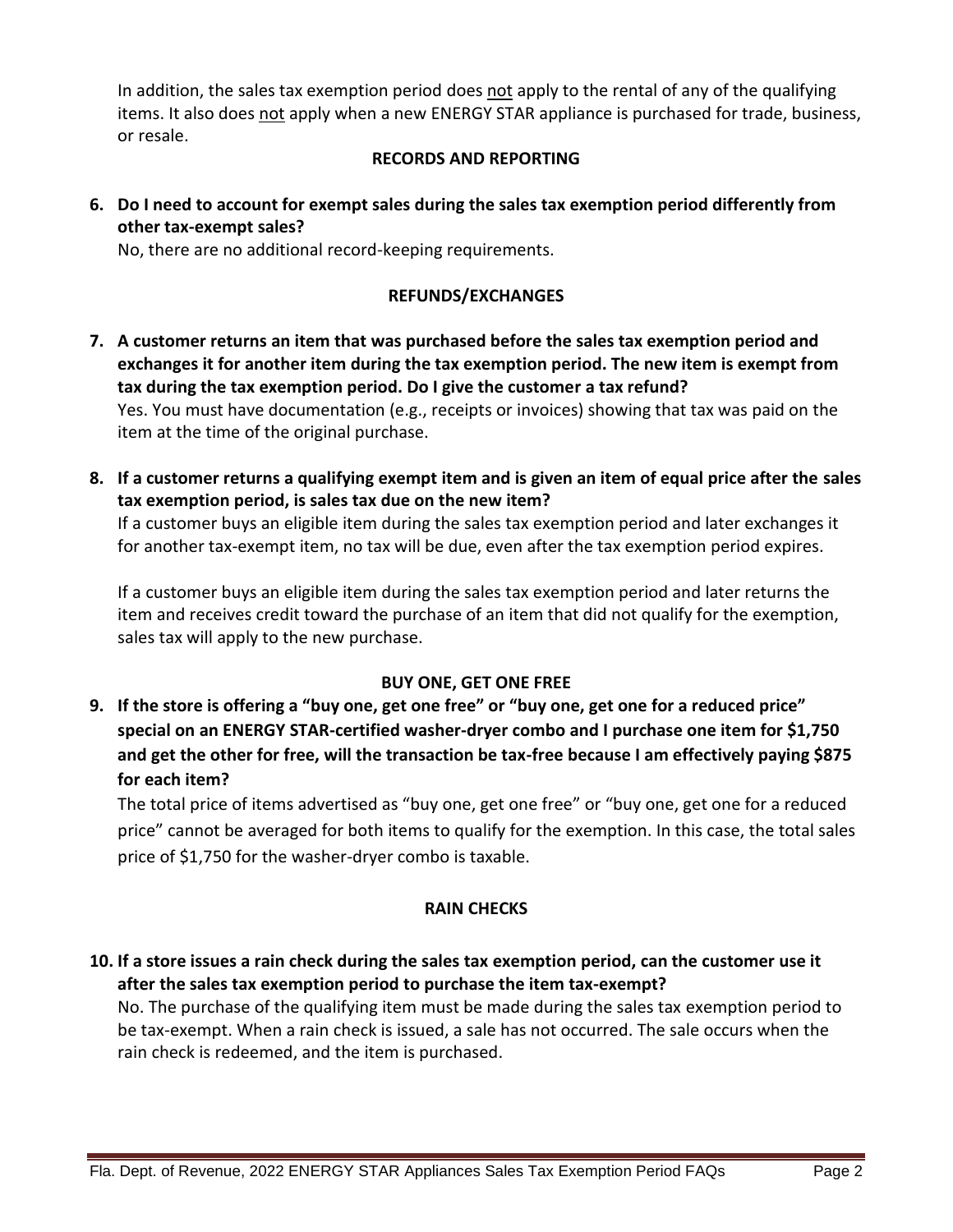In addition, the sales tax exemption period does not apply to the rental of any of the qualifying items. It also does not apply when a new ENERGY STAR appliance is purchased for trade, business, or resale.

## RECORDS AND REPORTING

**6. Do I need to account for exempt sales during the sales tax exemption period differently from other tax-exempt sales?**

No, there are no additional record-keeping requirements.

## REFUNDS/EXCHANGES

**7. A customer returns an item that was purchased before the sales tax exemption period and exchanges it for another item during the tax exemption period. The new item is exempt from tax during the tax exemption period. Do I give the customer a tax refund?**

Yes. You must have documentation (e.g., receipts or invoices) showing that tax was paid on the item at the time of the original purchase.

**8. If a customer returns a qualifying exempt item and is given an item of equal price after the sales tax exemption period, is sales tax due on the new item?**

If a customer buys an eligible item during the sales tax exemption period and later exchanges it for another tax-exempt item, no tax will be due, even after the tax exemption period expires.

If a customer buys an eligible item during the sales tax exemption period and later returns the item and receives credit toward the purchase of an item that did not qualify for the exemption, sales tax will apply to the new purchase.

## BUY ONE, GET ONE FREE

**9. If the store is offering a "buy one, get one free" or "buy one, get one for a reduced price" special on an ENERGY STAR-certified washer-dryer combo and I purchase one item for $1,750 and get the other for free, will the transaction be tax-free because I am effectively paying $875 for each item?**

The total price of items advertised as "buy one, get one free" or "buy one, get one for a reduced price" cannot be averaged for both items to qualify for the exemption. In this case, the total sales price of $1,750 for the washer-dryer combo is taxable.

## RAIN CHECKS

**10. If a store issues a rain check during the sales tax exemption period, can the customer use it after the sales tax exemption period to purchase the item tax-exempt?**

No. The purchase of the qualifying item must be made during the sales tax exemption period to be tax-exempt. When a rain check is issued, a sale has not occurred. The sale occurs when the rain check is redeemed, and the item is purchased.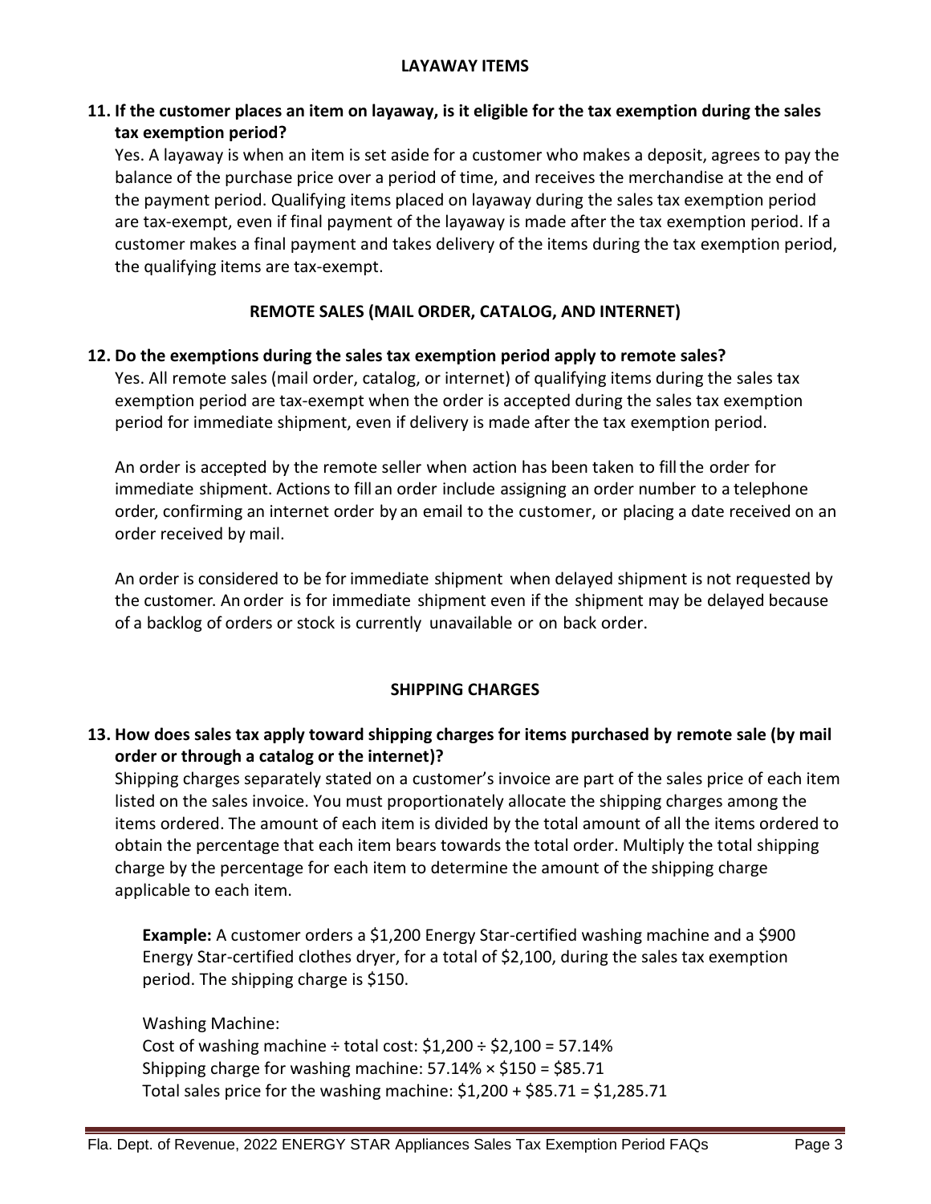## LAYAWAY ITEMS

**11. If the customer places an item on layaway, is it eligible for the tax exemption during the sales tax exemption period?**

Yes. A layaway is when an item is set aside for a customer who makes a deposit, agrees to pay the balance of the purchase price over a period of time, and receives the merchandise at the end of the payment period. Qualifying items placed on layaway during the sales tax exemption period are tax-exempt, even if final payment of the layaway is made after the tax exemption period. If a customer makes a final payment and takes delivery of the items during the tax exemption period, the qualifying items are tax-exempt.

## REMOTE SALES (MAIL ORDER, CATALOG, AND INTERNET)

**12. Do the exemptions during the sales tax exemption period apply to remote sales?**

Yes. All remote sales (mail order, catalog, or internet) of qualifying items during the sales tax exemption period are tax-exempt when the order is accepted during the sales tax exemption period for immediate shipment, even if delivery is made after the tax exemption period.

An order is accepted by the remote seller when action has been taken to fill the order for immediate shipment. Actions to fill an order include assigning an order number to a telephone order, confirming an internet order by an email to the customer, or placing a date received on an order received by mail.

An order is considered to be for immediate shipment when delayed shipment is not requested by the customer. An order is for immediate shipment even if the shipment may be delayed because of a backlog of orders or stock is currently unavailable or on back order.

## SHIPPING CHARGES

**13. How does sales tax apply toward shipping charges for items purchased by remote sale (by mail order or through a catalog or the internet)?**

Shipping charges separately stated on a customer's invoice are part of the sales price of each item listed on the sales invoice. You must proportionately allocate the shipping charges among the items ordered. The amount of each item is divided by the total amount of all the items ordered to obtain the percentage that each item bears towards the total order. Multiply the total shipping charge by the percentage for each item to determine the amount of the shipping charge applicable to each item.

**Example:** A customer orders a $1,200 Energy Star-certified washing machine and a $900 Energy Star-certified clothes dryer, for a total of $2,100, during the sales tax exemption period. The shipping charge is $150.

Washing Machine:
Cost of washing machine ÷ total cost: $1,200 ÷ $2,100 = 57.14%
Shipping charge for washing machine: 57.14% × $150 = $85.71
Total sales price for the washing machine: $1,200 + $85.71 = $1,285.71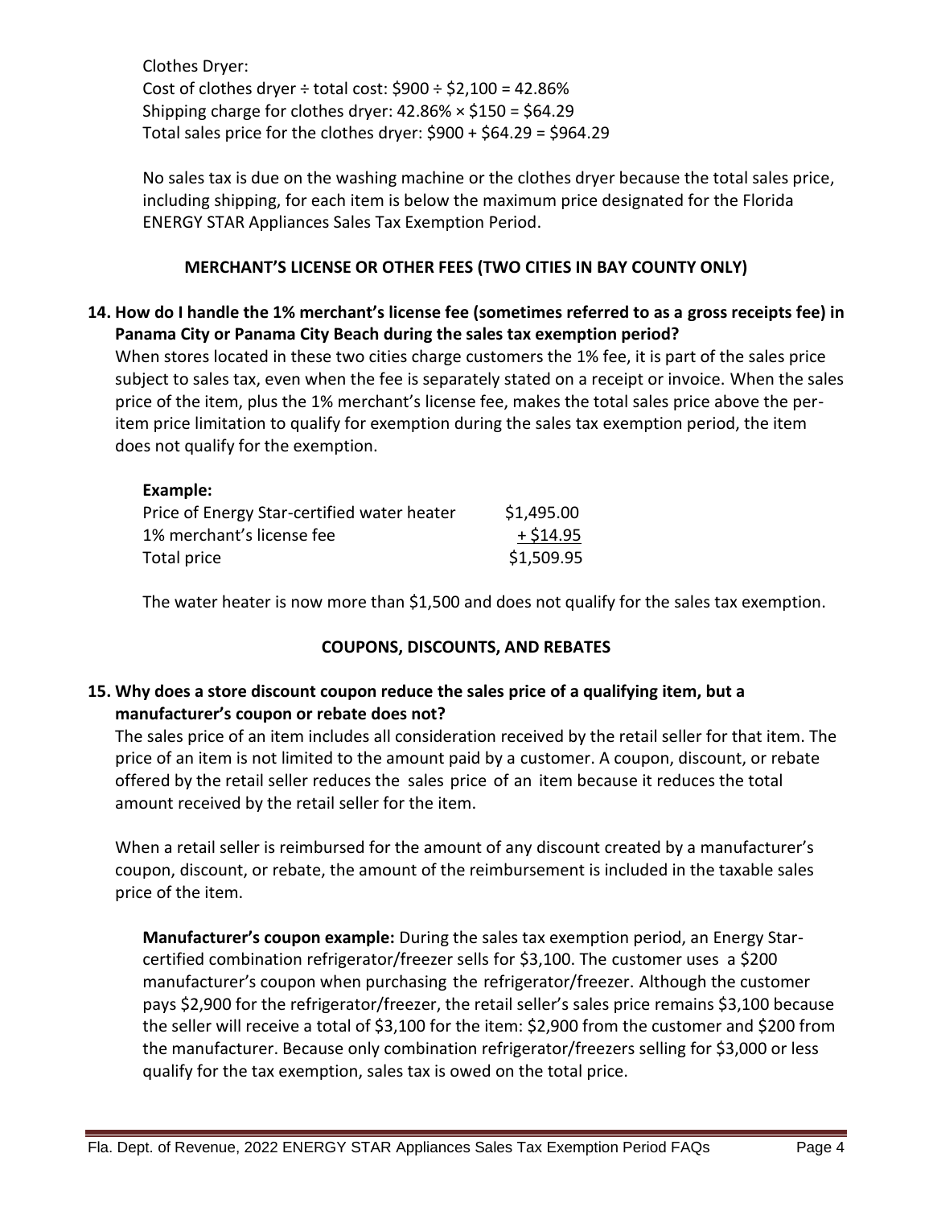Clothes Dryer:
Cost of clothes dryer ÷ total cost: $900 ÷ $2,100 = 42.86%
Shipping charge for clothes dryer: 42.86% × $150 = $64.29
Total sales price for the clothes dryer: $900 + $64.29 = $964.29

No sales tax is due on the washing machine or the clothes dryer because the total sales price, including shipping, for each item is below the maximum price designated for the Florida ENERGY STAR Appliances Sales Tax Exemption Period.

## MERCHANT'S LICENSE OR OTHER FEES (TWO CITIES IN BAY COUNTY ONLY)

**14. How do I handle the 1% merchant's license fee (sometimes referred to as a gross receipts fee) in Panama City or Panama City Beach during the sales tax exemption period?**

When stores located in these two cities charge customers the 1% fee, it is part of the sales price subject to sales tax, even when the fee is separately stated on a receipt or invoice. When the sales price of the item, plus the 1% merchant's license fee, makes the total sales price above the per-item price limitation to qualify for exemption during the sales tax exemption period, the item does not qualify for the exemption.

**Example:**

| | |
|---|---|
| Price of Energy Star-certified water heater | $1,495.00 |
| 1% merchant's license fee | + $14.95 |
| Total price | $1,509.95 |

The water heater is now more than $1,500 and does not qualify for the sales tax exemption.

## COUPONS, DISCOUNTS, AND REBATES

**15. Why does a store discount coupon reduce the sales price of a qualifying item, but a manufacturer's coupon or rebate does not?**

The sales price of an item includes all consideration received by the retail seller for that item. The price of an item is not limited to the amount paid by a customer. A coupon, discount, or rebate offered by the retail seller reduces the sales price of an item because it reduces the total amount received by the retail seller for the item.

When a retail seller is reimbursed for the amount of any discount created by a manufacturer's coupon, discount, or rebate, the amount of the reimbursement is included in the taxable sales price of the item.

**Manufacturer's coupon example:** During the sales tax exemption period, an Energy Star-certified combination refrigerator/freezer sells for $3,100. The customer uses a $200 manufacturer's coupon when purchasing the refrigerator/freezer. Although the customer pays $2,900 for the refrigerator/freezer, the retail seller's sales price remains $3,100 because the seller will receive a total of $3,100 for the item: $2,900 from the customer and $200 from the manufacturer. Because only combination refrigerator/freezers selling for $3,000 or less qualify for the tax exemption, sales tax is owed on the total price.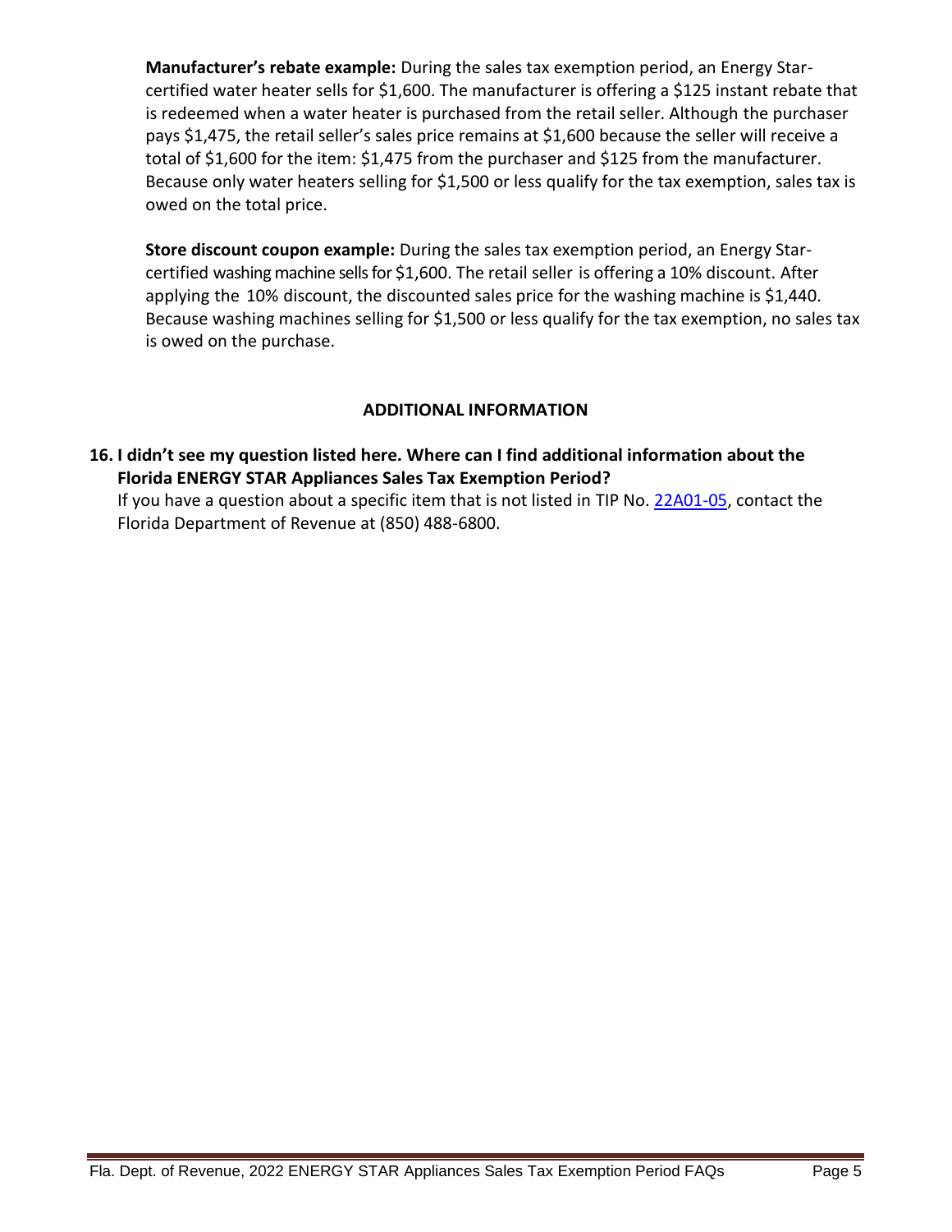**Manufacturer's rebate example:** During the sales tax exemption period, an Energy Star-certified water heater sells for $1,600. The manufacturer is offering a $125 instant rebate that is redeemed when a water heater is purchased from the retail seller. Although the purchaser pays $1,475, the retail seller's sales price remains at $1,600 because the seller will receive a total of $1,600 for the item: $1,475 from the purchaser and $125 from the manufacturer. Because only water heaters selling for $1,500 or less qualify for the tax exemption, sales tax is owed on the total price.

**Store discount coupon example:** During the sales tax exemption period, an Energy Star-certified washing machine sells for $1,600. The retail seller is offering a 10% discount. After applying the 10% discount, the discounted sales price for the washing machine is $1,440. Because washing machines selling for $1,500 or less qualify for the tax exemption, no sales tax is owed on the purchase.

## ADDITIONAL INFORMATION

**16. I didn't see my question listed here. Where can I find additional information about the Florida ENERGY STAR Appliances Sales Tax Exemption Period?**

If you have a question about a specific item that is not listed in TIP No. 22A01-05, contact the Florida Department of Revenue at (850) 488-6800.